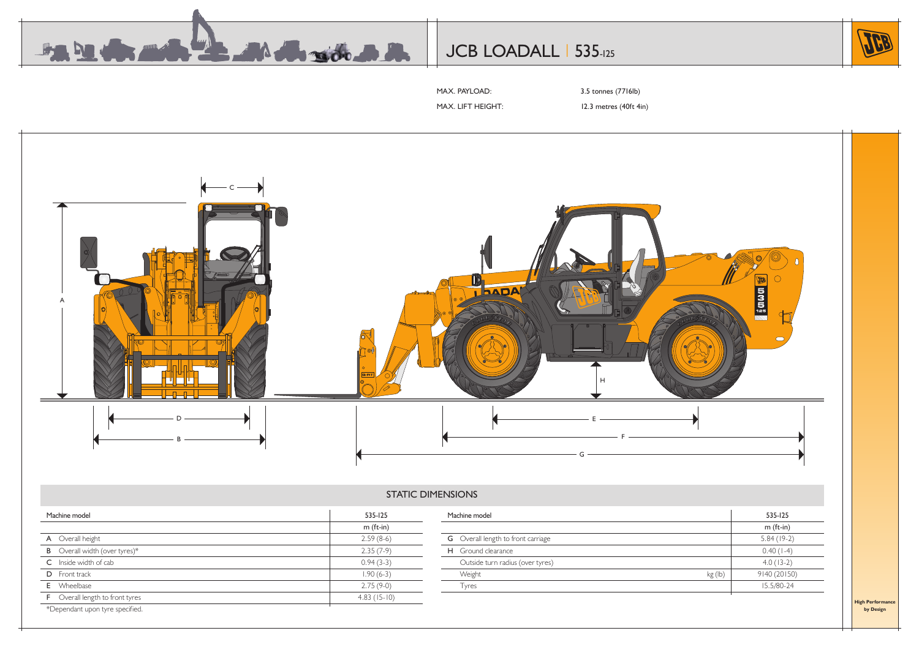# JCB LOADALL | 535-125

MAX. PAYLOAD: 3.5 tonnes (7716lb)

MAX. LIFT HEIGHT: 12.3 metres (40ft 4in)

## STATIC DIMENSIONS

| Machine model | 535-125 |
|---|---|
| | m (ft-in) |
| **A** Overall height | 2.59 (8-6) |
| **B** Overall width (over tyres)* | 2.35 (7-9) |
| **C** Inside width of cab | 0.94 (3-3) |
| **D** Front track | 1.90 (6-3) |
| **E** Wheelbase | 2.75 (9-0) |
| **F** Overall length to front tyres | 4.83 (15-10) |

*Dependant upon tyre specified.

| Machine model | | 535-125 |
|---|---|---|
| | | m (ft-in) |
| **G** Overall length to front carriage | | 5.84 (19-2) |
| **H** Ground clearance | | 0.40 (1-4) |
| Outside turn radius (over tyres) | | 4.0 (13-2) |
| Weight | kg (lb) | 9140 (20150) |
| Tyres | | 15.5/80-24 |

**High Performance by Design**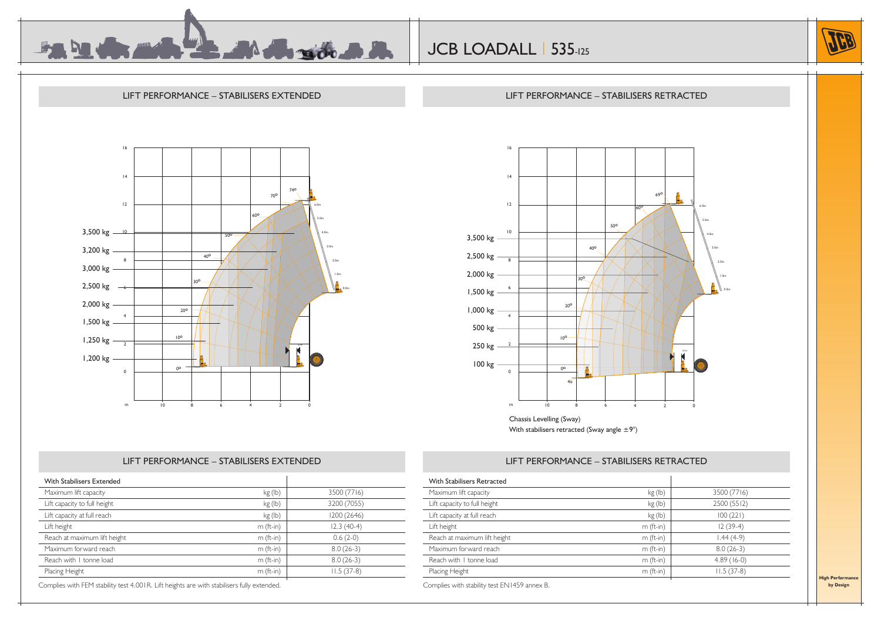# JCB LOADALL | 535-125

## LIFT PERFORMANCE – STABILISERS EXTENDED

3,500 kg
3,200 kg
3,000 kg
2,500 kg
2,000 kg
1,500 kg
1,250 kg
1,200 kg

## LIFT PERFORMANCE – STABILISERS RETRACTED

3,500 kg
2,500 kg
2,000 kg
1,500 kg
1,000 kg
500 kg
250 kg
100 kg

Chassis Levelling (Sway)
With stabilisers retracted (Sway angle ±9°)

## LIFT PERFORMANCE – STABILISERS EXTENDED

| With Stabilisers Extended | | |
|---|---|---|
| Maximum lift capacity | kg (lb) | 3500 (7716) |
| Lift capacity to full height | kg (lb) | 3200 (7055) |
| Lift capacity at full reach | kg (lb) | 1200 (2646) |
| Lift height | m (ft-in) | 12.3 (40-4) |
| Reach at maximum lift height | m (ft-in) | 0.6 (2-0) |
| Maximum forward reach | m (ft-in) | 8.0 (26-3) |
| Reach with 1 tonne load | m (ft-in) | 8.0 (26-3) |
| Placing Height | m (ft-in) | 11.5 (37-8) |

Complies with FEM stability test 4.001R. Lift heights are with stabilisers fully extended.

## LIFT PERFORMANCE – STABILISERS RETRACTED

| With Stabilisers Retracted | | |
|---|---|---|
| Maximum lift capacity | kg (lb) | 3500 (7716) |
| Lift capacity to full height | kg (lb) | 2500 (5512) |
| Lift capacity at full reach | kg (lb) | 100 (221) |
| Lift height | m (ft-in) | 12 (39-4) |
| Reach at maximum lift height | m (ft-in) | 1.44 (4-9) |
| Maximum forward reach | m (ft-in) | 8.0 (26-3) |
| Reach with 1 tonne load | m (ft-in) | 4.89 (16-0) |
| Placing Height | m (ft-in) | 11.5 (37-8) |

Complies with stability test EN1459 annex B.

High Performance by Design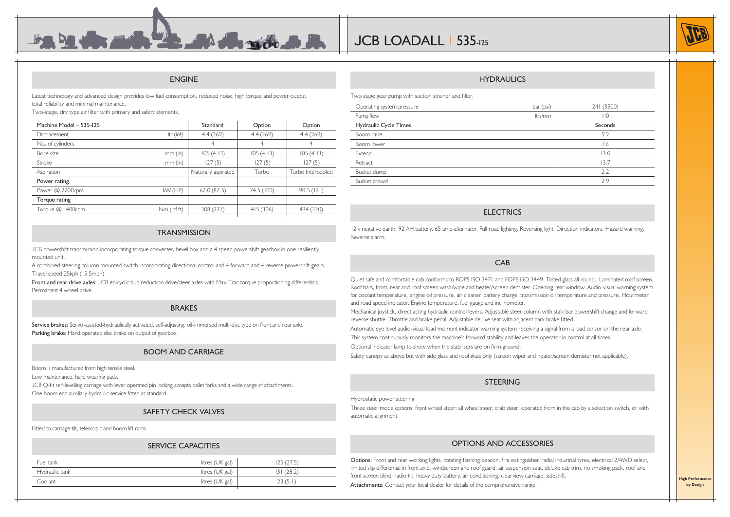# JCB LOADALL | 535-125

## ENGINE

Latest technology and advanced design provides low fuel consumption, reduced noise, high torque and power output, total reliability and minimal maintenance.

Two-stage, dry type air filter with primary and safety elements.

| Machine Model – 535-125 | | Standard | Option | Option |
|---|---|---|---|---|
| Displacement | ltr (in³) | 4.4 (269) | 4.4 (269) | 4.4 (269) |
| No. of cylinders | | 4 | 4 | 4 |
| Bore size | mm (in) | 105 (4.13) | 105 (4.13) | 105 (4.13) |
| Stroke | mm (in) | 127 (5) | 127 (5) | 127 (5) |
| Aspiration | | Naturally aspirated | Turbo | Turbo Intercooled |
| Power rating | | | | |
| Power @ 2200rpm | kW (HP) | 62.0 (82.5) | 74.5 (100) | 90.5 (121) |
| Torque rating | | | | |
| Torque @ 1400rpm | Nm (lbf ft) | 308 (227) | 415 (306) | 434 (320) |

## TRANSMISSION

JCB powershift transmission incorporating torque converter, bevel box and a 4 speed powershift gearbox in one resiliently mounted unit.

A combined steering column mounted switch incorporating directional control and 4 forward and 4 reverse powershift gears. Travel speed 25kph (15.5mph).

**Front and rear drive axles:** JCB epicyclic hub reduction drive/steer axles with Max-Trac torque proportioning differentials. Permanent 4 wheel drive.

## BRAKES

**Service brakes:** Servo-assisted-hydraulically activated, self-adjusting, oil-immersed multi-disc type on front and rear axle.

**Parking brake:** Hand operated disc brake on output of gearbox.

## BOOM AND CARRIAGE

Boom is manufactured from high tensile steel.

Low maintenance, hard wearing pads.

JCB Q-fit self-levelling carriage with lever operated pin locking accepts pallet forks and a wide range of attachments.

One boom end auxiliary hydraulic service fitted as standard.

## SAFETY CHECK VALVES

Fitted to carriage tilt, telescopic and boom lift rams.

## SERVICE CAPACITIES

| | | |
|---|---|---|
| Fuel tank | litres (UK gal) | 125 (27.5) |
| Hydraulic tank | litres (UK gal) | 131 (28.2) |
| Coolant | litres (UK gal) | 23 (5.1) |

## HYDRAULICS

Two stage gear pump with suction strainer and filter.

| | | |
|---|---|---|
| Operating system pressure | bar (psi) | 241 (3500) |
| Pump flow | ltrs/min | 110 |
| Hydraulic Cycle Times | | Seconds |
| Boom raise | | 9.9 |
| Boom lower | | 7.6 |
| Extend | | 13.0 |
| Retract | | 13.7 |
| Bucket dump | | 2.2 |
| Bucket crowd | | 2.9 |

## ELECTRICS

12 v negative earth. 92 AH battery. 65 amp alternator. Full road lighting. Reversing light. Direction indicators. Hazard warning. Reverse alarm.

## CAB

Quiet safe and comfortable cab conforms to ROPS ISO 3471 and FOPS ISO 3449. Tinted glass all round. Laminated roof screen. Roof bars, front, rear and roof screen wash/wipe and heater/screen demister. Opening rear window. Audio-visual warning system for coolant temperature, engine oil pressure, air cleaner, battery charge, transmission oil temperature and pressure. Hourmeter and road speed indicator. Engine temperature, fuel gauge and inclinometer.

Mechanical joystick, direct acting hydraulic control levers. Adjustable steer column with stalk bar powershift change and forward reverse shuttle. Throttle and brake pedal. Adjustable deluxe seat with adjacent park brake fitted.

Automatic eye level audio-visual load moment indicator warning system receiving a signal from a load sensor on the rear axle.

This system continuously monitors the machine's forward stability and leaves the operator in control at all times.

Optional indicator lamp to show when the stabilisers are on firm ground.

Safety canopy as above but with side glass and roof glass only (screen wiper and heater/screen demister not applicable).

## STEERING

Hydrostatic power steering.

Three steer mode options: front wheel steer; all wheel steer; crab steer: operated from in the cab by a selection switch, or with automatic alignment.

## OPTIONS AND ACCESSORIES

**Options:** Front and rear working lights, rotating flashing beacon, fire extinguisher, radial industrial tyres, electrical 2/4WD select, limited slip differential in front axle, windscreen and roof guard, air suspension seat, deluxe cab trim, no smoking pack, roof and front screen blind, radio kit, heavy duty battery, air conditioning, clearview carriage, sideshift.

**Attachments:** Contact your local dealer for details of the comprehensive range.

**High Performance by Design**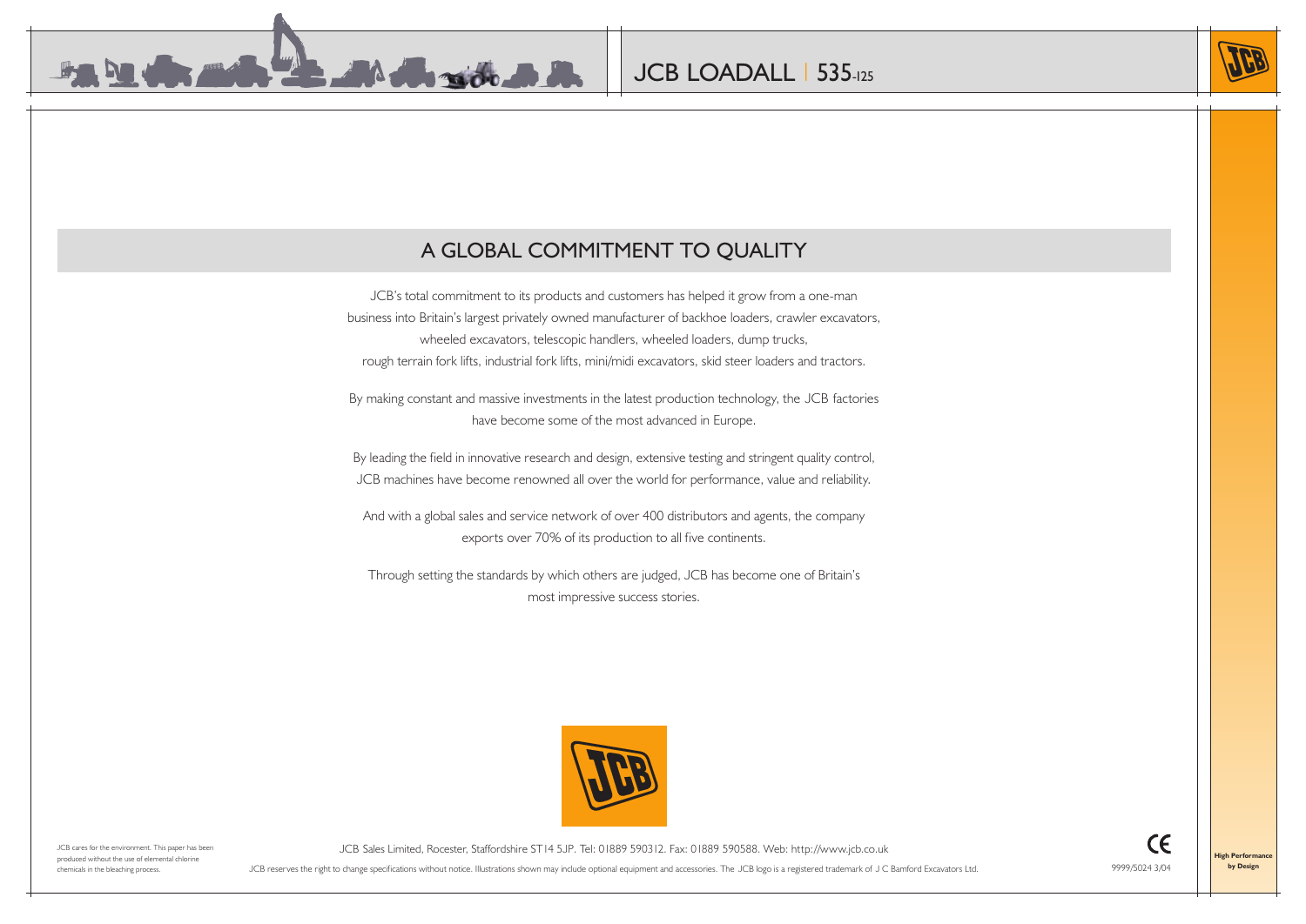## A GLOBAL COMMITMENT TO QUALITY

JCB's total commitment to its products and customers has helped it grow from a one-man business into Britain's largest privately owned manufacturer of backhoe loaders, crawler excavators, wheeled excavators, telescopic handlers, wheeled loaders, dump trucks, rough terrain fork lifts, industrial fork lifts, mini/midi excavators, skid steer loaders and tractors.

By making constant and massive investments in the latest production technology, the JCB factories have become some of the most advanced in Europe.

By leading the field in innovative research and design, extensive testing and stringent quality control, JCB machines have become renowned all over the world for performance, value and reliability.

And with a global sales and service network of over 400 distributors and agents, the company exports over 70% of its production to all five continents.

Through setting the standards by which others are judged, JCB has become one of Britain's most impressive success stories.

JCB cares for the environment. This paper has been produced without the use of elemental chlorine chemicals in the bleaching process.

JCB Sales Limited, Rocester, Staffordshire ST14 5JP. Tel: 01889 590312. Fax: 01889 590588. Web: http://www.jcb.co.uk

JCB reserves the right to change specifications without notice. Illustrations shown may include optional equipment and accessories. The JCB logo is a registered trademark of J C Bamford Excavators Ltd.

9999/5024 3/04

**High Performance by Design**